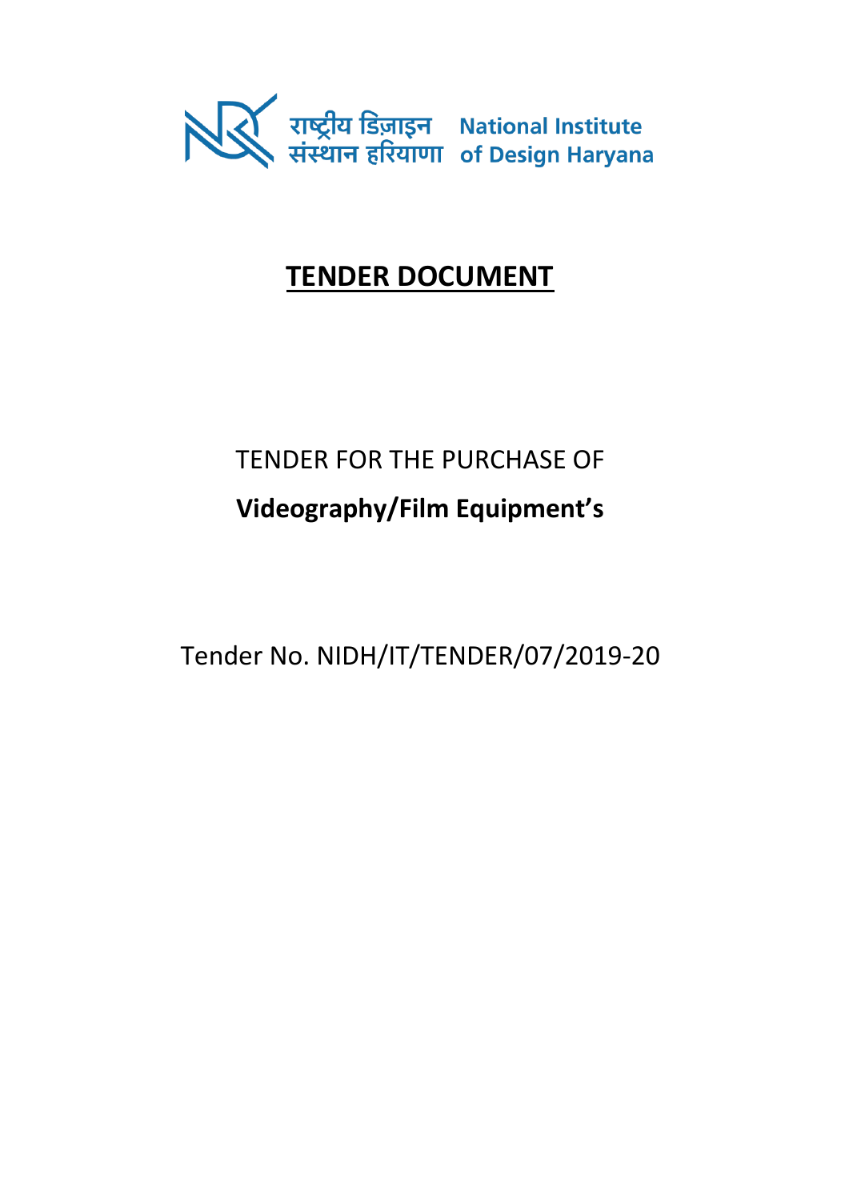राष्ट्रीय डिज़ाइन संस्थान हरियाणा National Institute of Design Haryana

# TENDER DOCUMENT

TENDER FOR THE PURCHASE OF

**Videography/Film Equipment's**

Tender No. NIDH/IT/TENDER/07/2019-20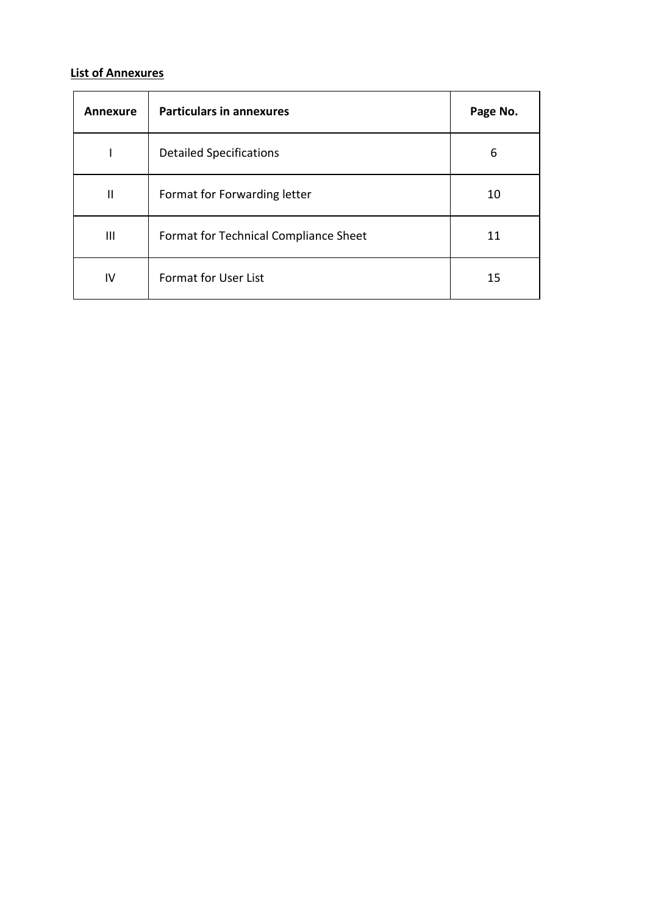**List of Annexures**

| Annexure | Particulars in annexures | Page No. |
|---|---|---|
| I | Detailed Specifications | 6 |
| II | Format for Forwarding letter | 10 |
| III | Format for Technical Compliance Sheet | 11 |
| IV | Format for User List | 15 |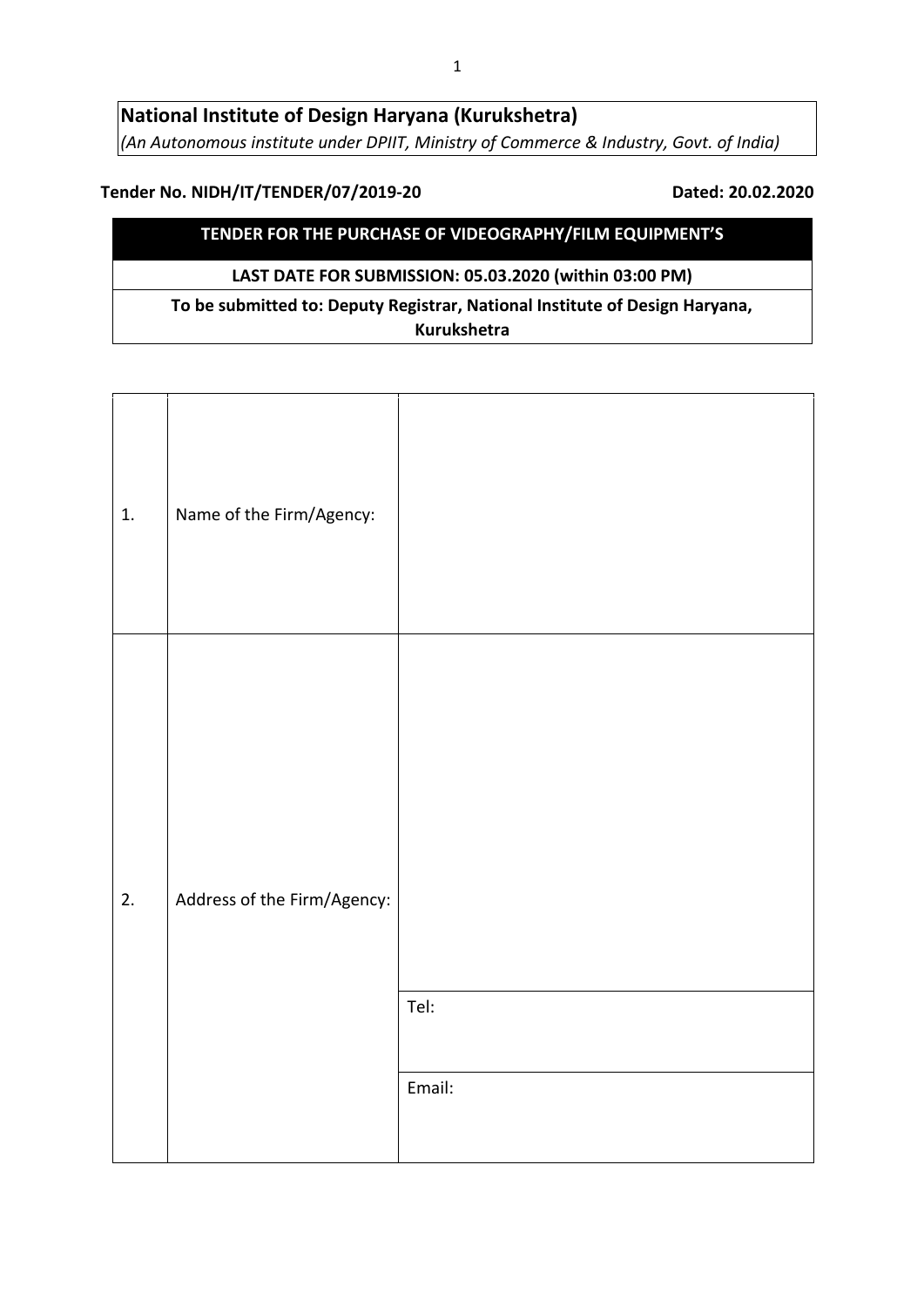**National Institute of Design Haryana (Kurukshetra)**
*(An Autonomous institute under DPIIT, Ministry of Commerce & Industry, Govt. of India)*

**Tender No. NIDH/IT/TENDER/07/2019-20** **Dated: 20.02.2020**

**TENDER FOR THE PURCHASE OF VIDEOGRAPHY/FILM EQUIPMENT'S**

**LAST DATE FOR SUBMISSION: 05.03.2020 (within 03:00 PM)**

**To be submitted to: Deputy Registrar, National Institute of Design Haryana, Kurukshetra**

| | | |
|---|---|---|
| 1. | Name of the Firm/Agency: | |
| 2. | Address of the Firm/Agency: | |
| | | Tel: |
| | | Email: |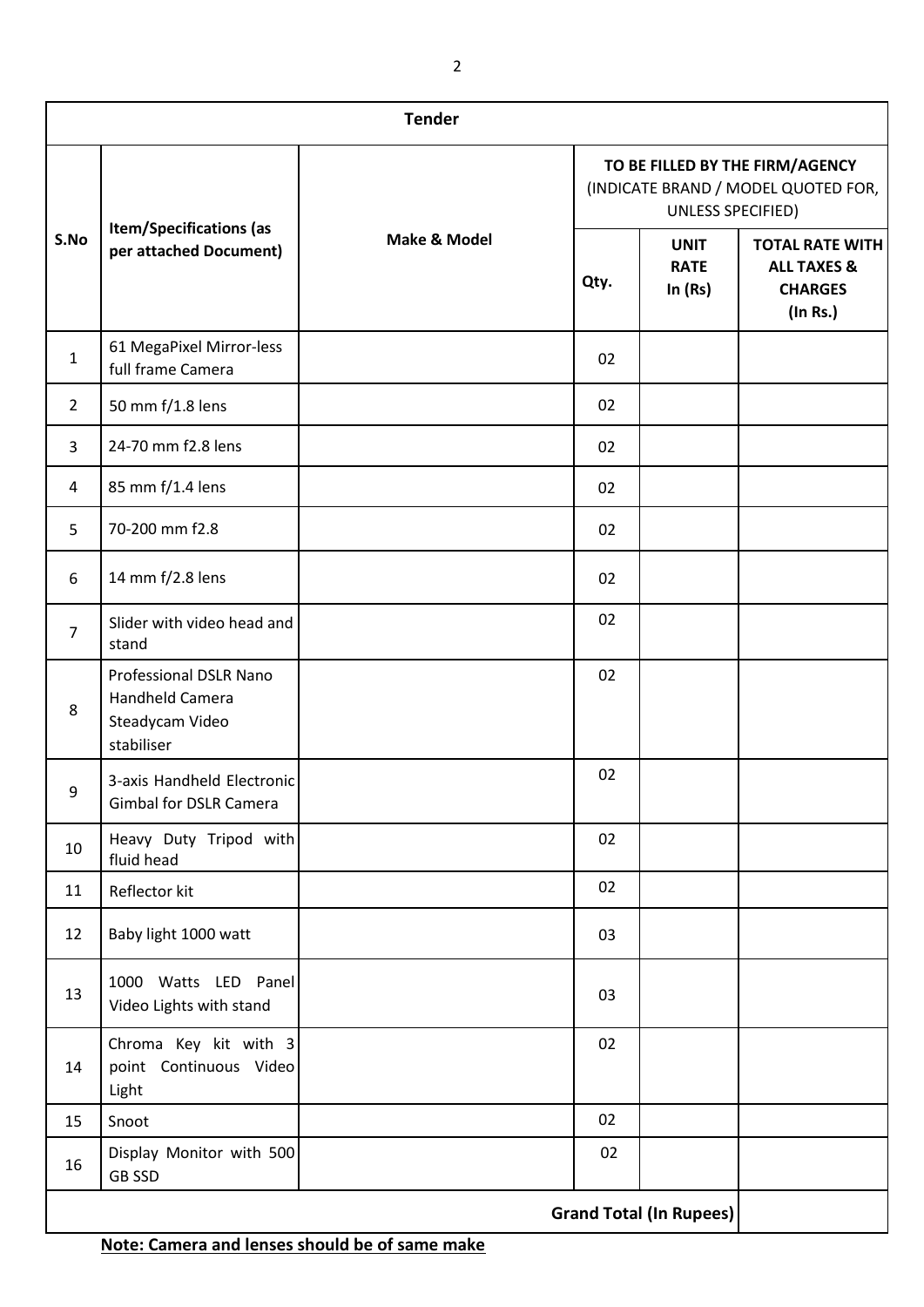| Tender | | | | | |
|---|---|---|---|---|---|
| S.No | Item/Specifications (as per attached Document) | Make & Model | TO BE FILLED BY THE FIRM/AGENCY (INDICATE BRAND / MODEL QUOTED FOR, UNLESS SPECIFIED) | | |
| | | | Qty. | UNIT RATE In (Rs) | TOTAL RATE WITH ALL TAXES & CHARGES (In Rs.) |
| 1 | 61 MegaPixel Mirror-less full frame Camera | | 02 | | |
| 2 | 50 mm f/1.8 lens | | 02 | | |
| 3 | 24-70 mm f2.8 lens | | 02 | | |
| 4 | 85 mm f/1.4 lens | | 02 | | |
| 5 | 70-200 mm f2.8 | | 02 | | |
| 6 | 14 mm f/2.8 lens | | 02 | | |
| 7 | Slider with video head and stand | | 02 | | |
| 8 | Professional DSLR Nano Handheld Camera Steadycam Video stabiliser | | 02 | | |
| 9 | 3-axis Handheld Electronic Gimbal for DSLR Camera | | 02 | | |
| 10 | Heavy Duty Tripod with fluid head | | 02 | | |
| 11 | Reflector kit | | 02 | | |
| 12 | Baby light 1000 watt | | 03 | | |
| 13 | 1000 Watts LED Panel Video Lights with stand | | 03 | | |
| 14 | Chroma Key kit with 3 point Continuous Video Light | | 02 | | |
| 15 | Snoot | | 02 | | |
| 16 | Display Monitor with 500 GB SSD | | 02 | | |
| | | | | **Grand Total (In Rupees)** | |

**Note: Camera and lenses should be of same make**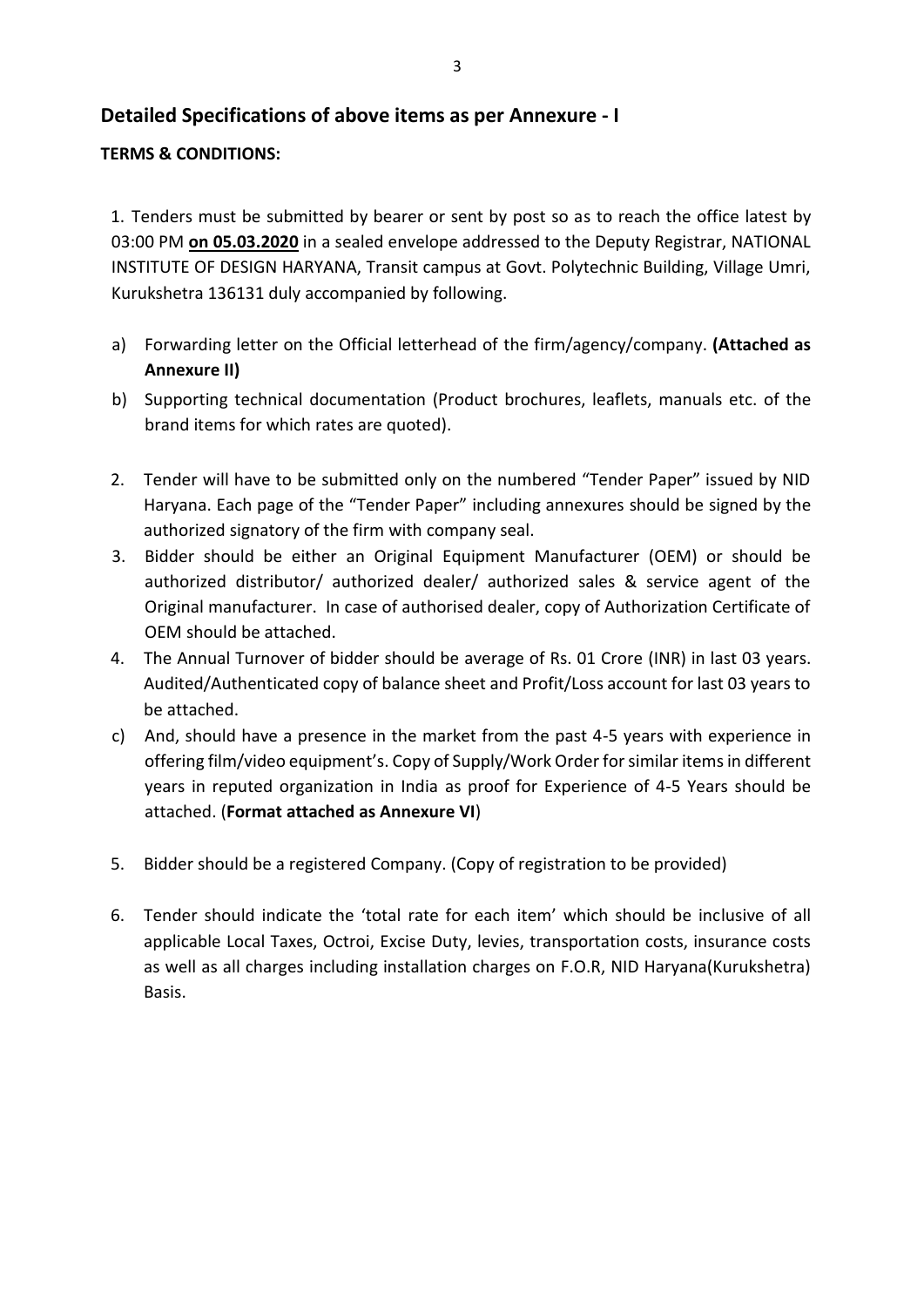## Detailed Specifications of above items as per Annexure - I

**TERMS & CONDITIONS:**

1. Tenders must be submitted by bearer or sent by post so as to reach the office latest by 03:00 PM **on 05.03.2020** in a sealed envelope addressed to the Deputy Registrar, NATIONAL INSTITUTE OF DESIGN HARYANA, Transit campus at Govt. Polytechnic Building, Village Umri, Kurukshetra 136131 duly accompanied by following.

a) Forwarding letter on the Official letterhead of the firm/agency/company. **(Attached as Annexure II)**

b) Supporting technical documentation (Product brochures, leaflets, manuals etc. of the brand items for which rates are quoted).

2. Tender will have to be submitted only on the numbered "Tender Paper" issued by NID Haryana. Each page of the "Tender Paper" including annexures should be signed by the authorized signatory of the firm with company seal.
3. Bidder should be either an Original Equipment Manufacturer (OEM) or should be authorized distributor/ authorized dealer/ authorized sales & service agent of the Original manufacturer. In case of authorised dealer, copy of Authorization Certificate of OEM should be attached.
4. The Annual Turnover of bidder should be average of Rs. 01 Crore (INR) in last 03 years. Audited/Authenticated copy of balance sheet and Profit/Loss account for last 03 years to be attached.

c) And, should have a presence in the market from the past 4-5 years with experience in offering film/video equipment's. Copy of Supply/Work Order for similar items in different years in reputed organization in India as proof for Experience of 4-5 Years should be attached. (**Format attached as Annexure VI**)

5. Bidder should be a registered Company. (Copy of registration to be provided)

6. Tender should indicate the 'total rate for each item' which should be inclusive of all applicable Local Taxes, Octroi, Excise Duty, levies, transportation costs, insurance costs as well as all charges including installation charges on F.O.R, NID Haryana(Kurukshetra) Basis.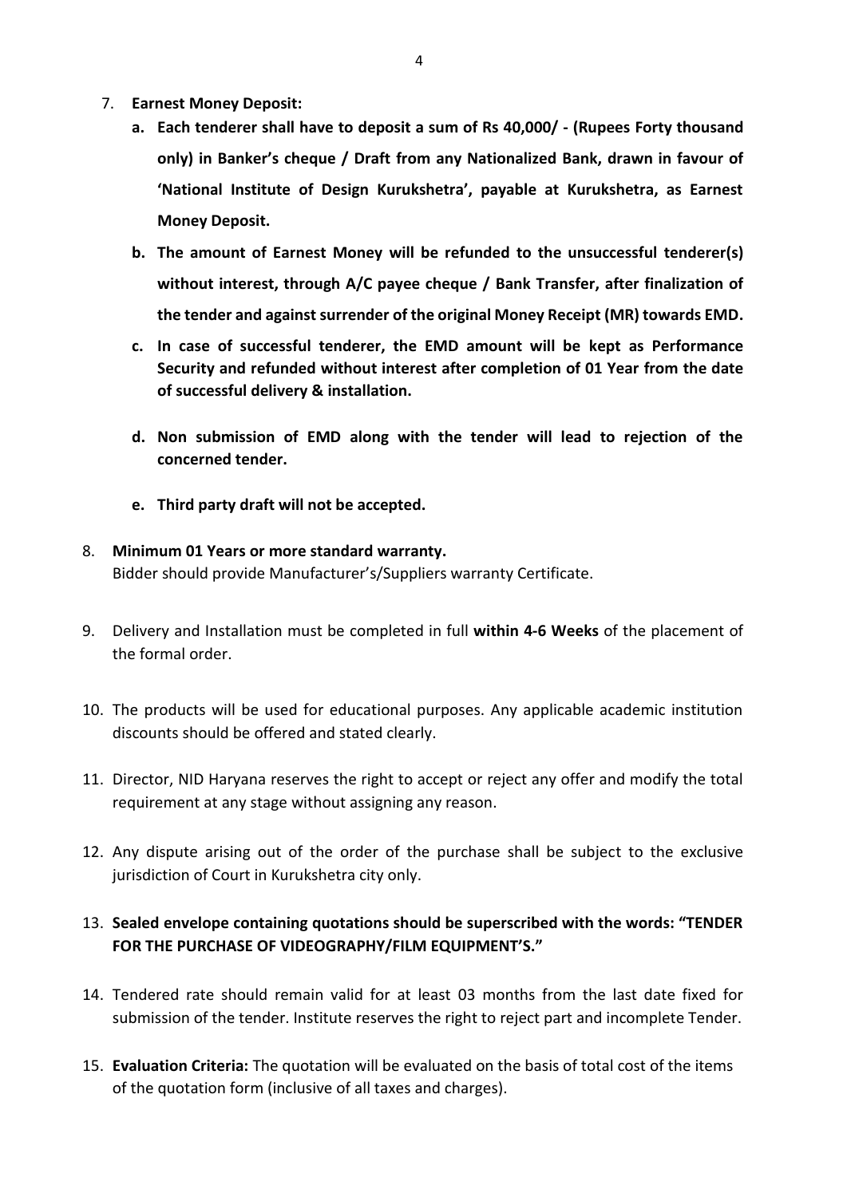7. **Earnest Money Deposit:**
    - a. **Each tenderer shall have to deposit a sum of Rs 40,000/ - (Rupees Forty thousand only) in Banker's cheque / Draft from any Nationalized Bank, drawn in favour of 'National Institute of Design Kurukshetra', payable at Kurukshetra, as Earnest Money Deposit.**
    - b. **The amount of Earnest Money will be refunded to the unsuccessful tenderer(s) without interest, through A/C payee cheque / Bank Transfer, after finalization of the tender and against surrender of the original Money Receipt (MR) towards EMD.**
    - c. **In case of successful tenderer, the EMD amount will be kept as Performance Security and refunded without interest after completion of 01 Year from the date of successful delivery & installation.**
    - d. **Non submission of EMD along with the tender will lead to rejection of the concerned tender.**
    - e. **Third party draft will not be accepted.**

8. **Minimum 01 Years or more standard warranty.**
   Bidder should provide Manufacturer's/Suppliers warranty Certificate.

9. Delivery and Installation must be completed in full **within 4-6 Weeks** of the placement of the formal order.

10. The products will be used for educational purposes. Any applicable academic institution discounts should be offered and stated clearly.

11. Director, NID Haryana reserves the right to accept or reject any offer and modify the total requirement at any stage without assigning any reason.

12. Any dispute arising out of the order of the purchase shall be subject to the exclusive jurisdiction of Court in Kurukshetra city only.

13. **Sealed envelope containing quotations should be superscribed with the words: "TENDER FOR THE PURCHASE OF VIDEOGRAPHY/FILM EQUIPMENT'S."**

14. Tendered rate should remain valid for at least 03 months from the last date fixed for submission of the tender. Institute reserves the right to reject part and incomplete Tender.

15. **Evaluation Criteria:** The quotation will be evaluated on the basis of total cost of the items of the quotation form (inclusive of all taxes and charges).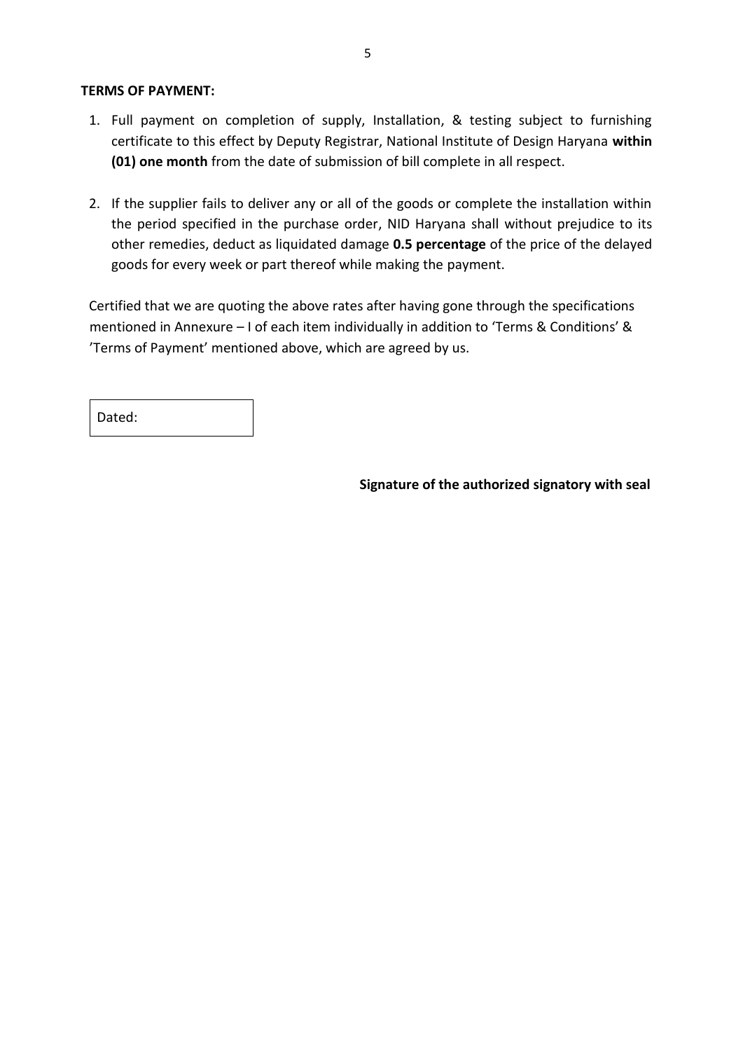**TERMS OF PAYMENT:**

1. Full payment on completion of supply, Installation, & testing subject to furnishing certificate to this effect by Deputy Registrar, National Institute of Design Haryana **within (01) one month** from the date of submission of bill complete in all respect.

2. If the supplier fails to deliver any or all of the goods or complete the installation within the period specified in the purchase order, NID Haryana shall without prejudice to its other remedies, deduct as liquidated damage **0.5 percentage** of the price of the delayed goods for every week or part thereof while making the payment.

Certified that we are quoting the above rates after having gone through the specifications mentioned in Annexure – I of each item individually in addition to 'Terms & Conditions' & 'Terms of Payment' mentioned above, which are agreed by us.

Dated:

**Signature of the authorized signatory with seal**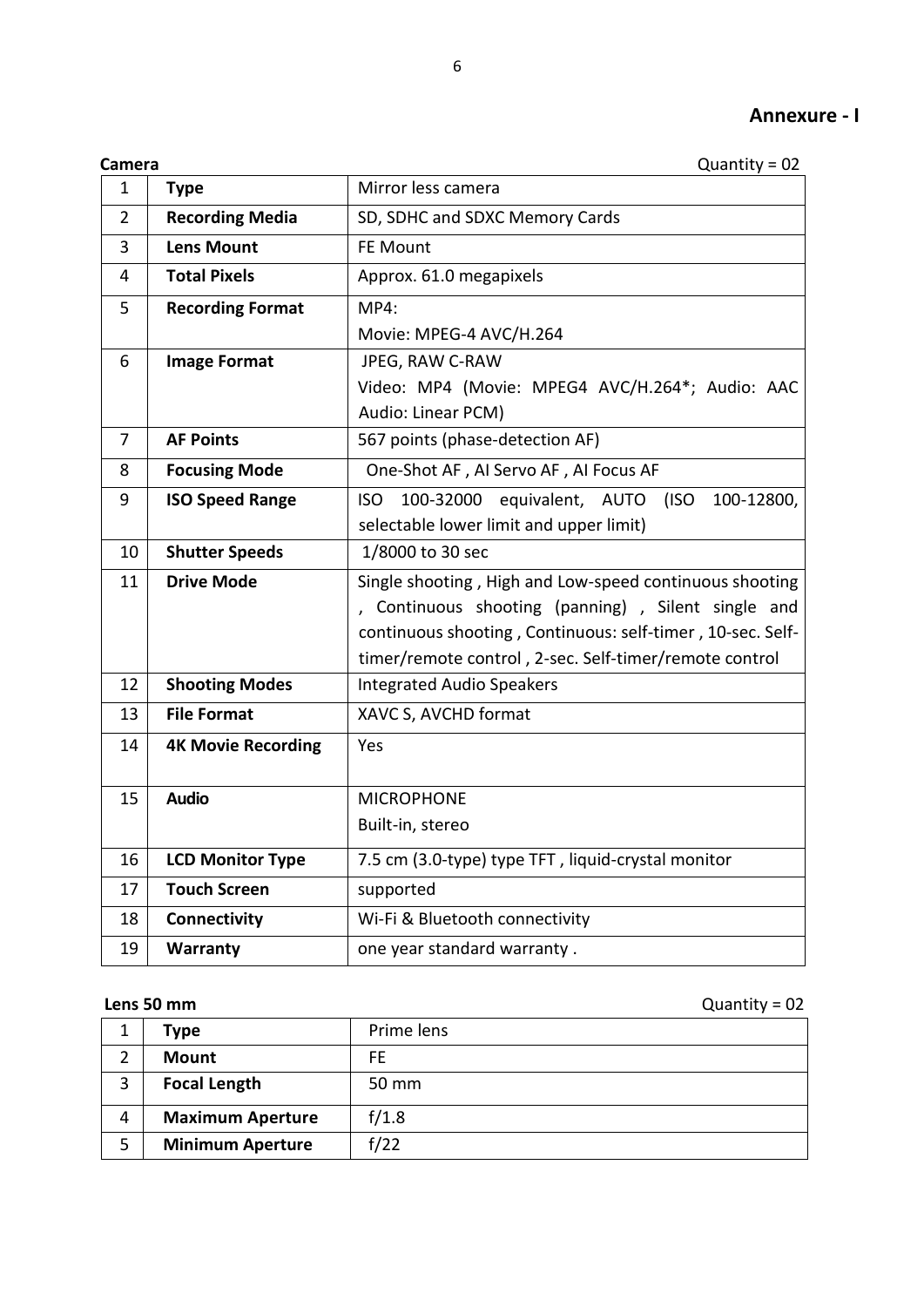## Annexure - I

**Camera** Quantity = 02

| | | |
|---|---|---|
| 1 | **Type** | Mirror less camera |
| 2 | **Recording Media** | SD, SDHC and SDXC Memory Cards |
| 3 | **Lens Mount** | FE Mount |
| 4 | **Total Pixels** | Approx. 61.0 megapixels |
| 5 | **Recording Format** | MP4:<br>Movie: MPEG-4 AVC/H.264 |
| 6 | **Image Format** | JPEG, RAW C-RAW<br>Video: MP4 (Movie: MPEG4 AVC/H.264*; Audio: AAC Audio: Linear PCM) |
| 7 | **AF Points** | 567 points (phase-detection AF) |
| 8 | **Focusing Mode** | One-Shot AF , AI Servo AF , AI Focus AF |
| 9 | **ISO Speed Range** | ISO 100-32000 equivalent, AUTO (ISO 100-12800, selectable lower limit and upper limit) |
| 10 | **Shutter Speeds** | 1/8000 to 30 sec |
| 11 | **Drive Mode** | Single shooting , High and Low-speed continuous shooting , Continuous shooting (panning) , Silent single and continuous shooting , Continuous: self-timer , 10-sec. Self-timer/remote control , 2-sec. Self-timer/remote control |
| 12 | **Shooting Modes** | Integrated Audio Speakers |
| 13 | **File Format** | XAVC S, AVCHD format |
| 14 | **4K Movie Recording** | Yes |
| 15 | **Audio** | MICROPHONE<br>Built-in, stereo |
| 16 | **LCD Monitor Type** | 7.5 cm (3.0-type) type TFT , liquid-crystal monitor |
| 17 | **Touch Screen** | supported |
| 18 | **Connectivity** | Wi-Fi & Bluetooth connectivity |
| 19 | **Warranty** | one year standard warranty . |

**Lens 50 mm** Quantity = 02

| | | |
|---|---|---|
| 1 | **Type** | Prime lens |
| 2 | **Mount** | FE |
| 3 | **Focal Length** | 50 mm |
| 4 | **Maximum Aperture** | f/1.8 |
| 5 | **Minimum Aperture** | f/22 |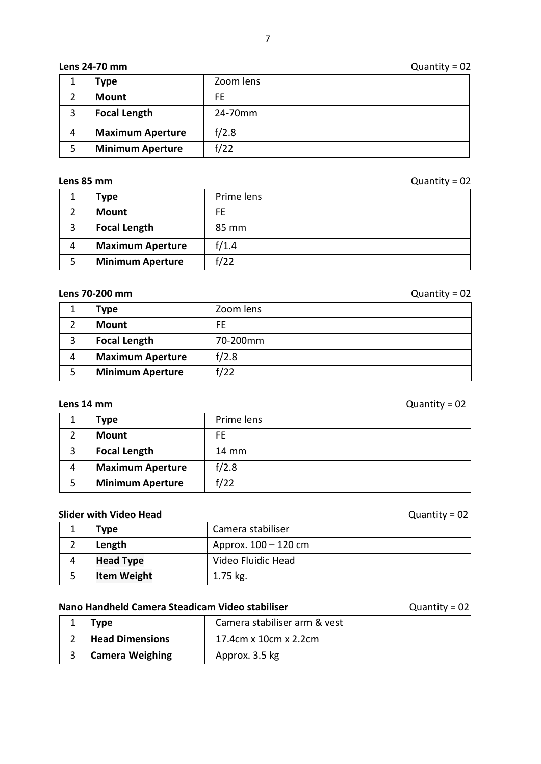**Lens 24-70 mm** Quantity = 02

| | | |
|---|---|---|
| 1 | **Type** | Zoom lens |
| 2 | **Mount** | FE |
| 3 | **Focal Length** | 24-70mm |
| 4 | **Maximum Aperture** | f/2.8 |
| 5 | **Minimum Aperture** | f/22 |

**Lens 85 mm** Quantity = 02

| | | |
|---|---|---|
| 1 | **Type** | Prime lens |
| 2 | **Mount** | FE |
| 3 | **Focal Length** | 85 mm |
| 4 | **Maximum Aperture** | f/1.4 |
| 5 | **Minimum Aperture** | f/22 |

**Lens 70-200 mm** Quantity = 02

| | | |
|---|---|---|
| 1 | **Type** | Zoom lens |
| 2 | **Mount** | FE |
| 3 | **Focal Length** | 70-200mm |
| 4 | **Maximum Aperture** | f/2.8 |
| 5 | **Minimum Aperture** | f/22 |

**Lens 14 mm** Quantity = 02

| | | |
|---|---|---|
| 1 | **Type** | Prime lens |
| 2 | **Mount** | FE |
| 3 | **Focal Length** | 14 mm |
| 4 | **Maximum Aperture** | f/2.8 |
| 5 | **Minimum Aperture** | f/22 |

**Slider with Video Head** Quantity = 02

| | | |
|---|---|---|
| 1 | **Type** | Camera stabiliser |
| 2 | **Length** | Approx. 100 – 120 cm |
| 4 | **Head Type** | Video Fluidic Head |
| 5 | **Item Weight** | 1.75 kg. |

**Nano Handheld Camera Steadicam Video stabiliser** Quantity = 02

| | | |
|---|---|---|
| 1 | **Type** | Camera stabiliser arm & vest |
| 2 | **Head Dimensions** | 17.4cm x 10cm x 2.2cm |
| 3 | **Camera Weighing** | Approx. 3.5 kg |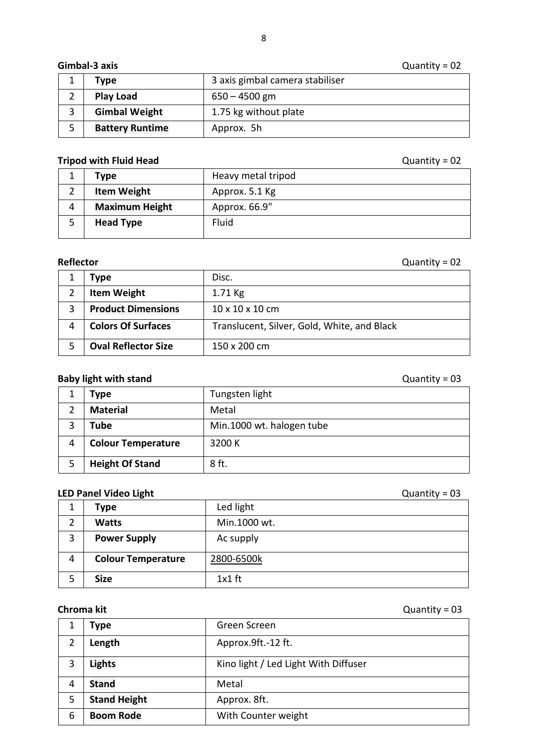**Gimbal-3 axis** Quantity = 02

| | | |
|---|---|---|
| 1 | **Type** | 3 axis gimbal camera stabiliser |
| 2 | **Play Load** | 650 – 4500 gm |
| 3 | **Gimbal Weight** | 1.75 kg without plate |
| 5 | **Battery Runtime** | Approx. 5h |

**Tripod with Fluid Head** Quantity = 02

| | | |
|---|---|---|
| 1 | **Type** | Heavy metal tripod |
| 2 | **Item Weight** | Approx. 5.1 Kg |
| 4 | **Maximum Height** | Approx. 66.9" |
| 5 | **Head Type** | Fluid |

**Reflector** Quantity = 02

| | | |
|---|---|---|
| 1 | **Type** | Disc. |
| 2 | **Item Weight** | 1.71 Kg |
| 3 | **Product Dimensions** | 10 x 10 x 10 cm |
| 4 | **Colors Of Surfaces** | Translucent, Silver, Gold, White, and Black |
| 5 | **Oval Reflector Size** | 150 x 200 cm |

**Baby light with stand** Quantity = 03

| | | |
|---|---|---|
| 1 | **Type** | Tungsten light |
| 2 | **Material** | Metal |
| 3 | **Tube** | Min.1000 wt. halogen tube |
| 4 | **Colour Temperature** | 3200 K |
| 5 | **Height Of Stand** | 8 ft. |

**LED Panel Video Light** Quantity = 03

| | | |
|---|---|---|
| 1 | **Type** | Led light |
| 2 | **Watts** | Min.1000 wt. |
| 3 | **Power Supply** | Ac supply |
| 4 | **Colour Temperature** | 2800-6500k |
| 5 | **Size** | 1x1 ft |

**Chroma kit** Quantity = 03

| | | |
|---|---|---|
| 1 | **Type** | Green Screen |
| 2 | **Length** | Approx.9ft.-12 ft. |
| 3 | **Lights** | Kino light / Led Light With Diffuser |
| 4 | **Stand** | Metal |
| 5 | **Stand Height** | Approx. 8ft. |
| 6 | **Boom Rode** | With Counter weight |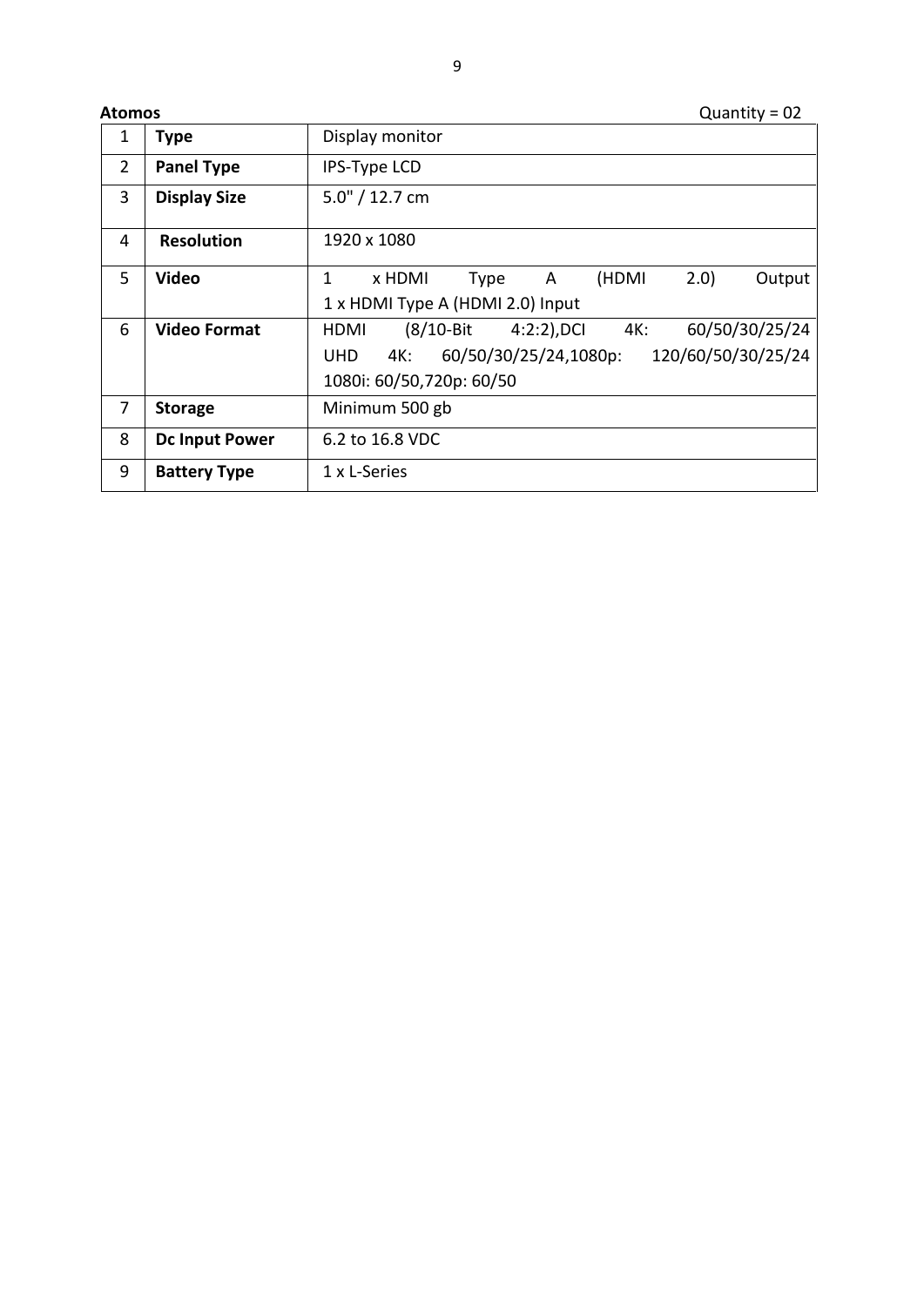**Atomos** Quantity = 02

| | | |
|---|---|---|
| 1 | **Type** | Display monitor |
| 2 | **Panel Type** | IPS-Type LCD |
| 3 | **Display Size** | 5.0" / 12.7 cm |
| 4 | **Resolution** | 1920 x 1080 |
| 5 | **Video** | 1 x HDMI Type A (HDMI 2.0) Output<br>1 x HDMI Type A (HDMI 2.0) Input |
| 6 | **Video Format** | HDMI (8/10-Bit 4:2:2),DCI 4K: 60/50/30/25/24 UHD 4K: 60/50/30/25/24,1080p: 120/60/50/30/25/24 1080i: 60/50,720p: 60/50 |
| 7 | **Storage** | Minimum 500 gb |
| 8 | **Dc Input Power** | 6.2 to 16.8 VDC |
| 9 | **Battery Type** | 1 x L-Series |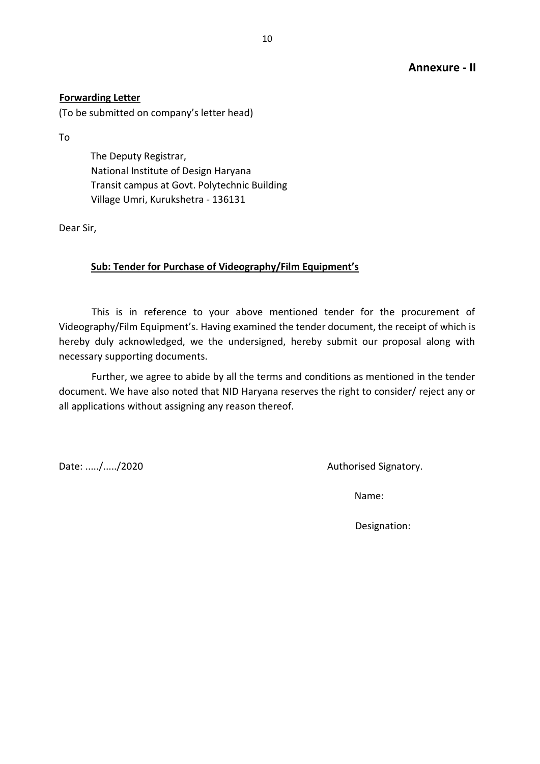## Annexure - II

**Forwarding Letter**

(To be submitted on company's letter head)

To

The Deputy Registrar,
National Institute of Design Haryana
Transit campus at Govt. Polytechnic Building
Village Umri, Kurukshetra - 136131

Dear Sir,

**Sub: Tender for Purchase of Videography/Film Equipment's**

This is in reference to your above mentioned tender for the procurement of Videography/Film Equipment's. Having examined the tender document, the receipt of which is hereby duly acknowledged, we the undersigned, hereby submit our proposal along with necessary supporting documents.

Further, we agree to abide by all the terms and conditions as mentioned in the tender document. We have also noted that NID Haryana reserves the right to consider/ reject any or all applications without assigning any reason thereof.

Date: ...../...../2020

Authorised Signatory.

Name:

Designation: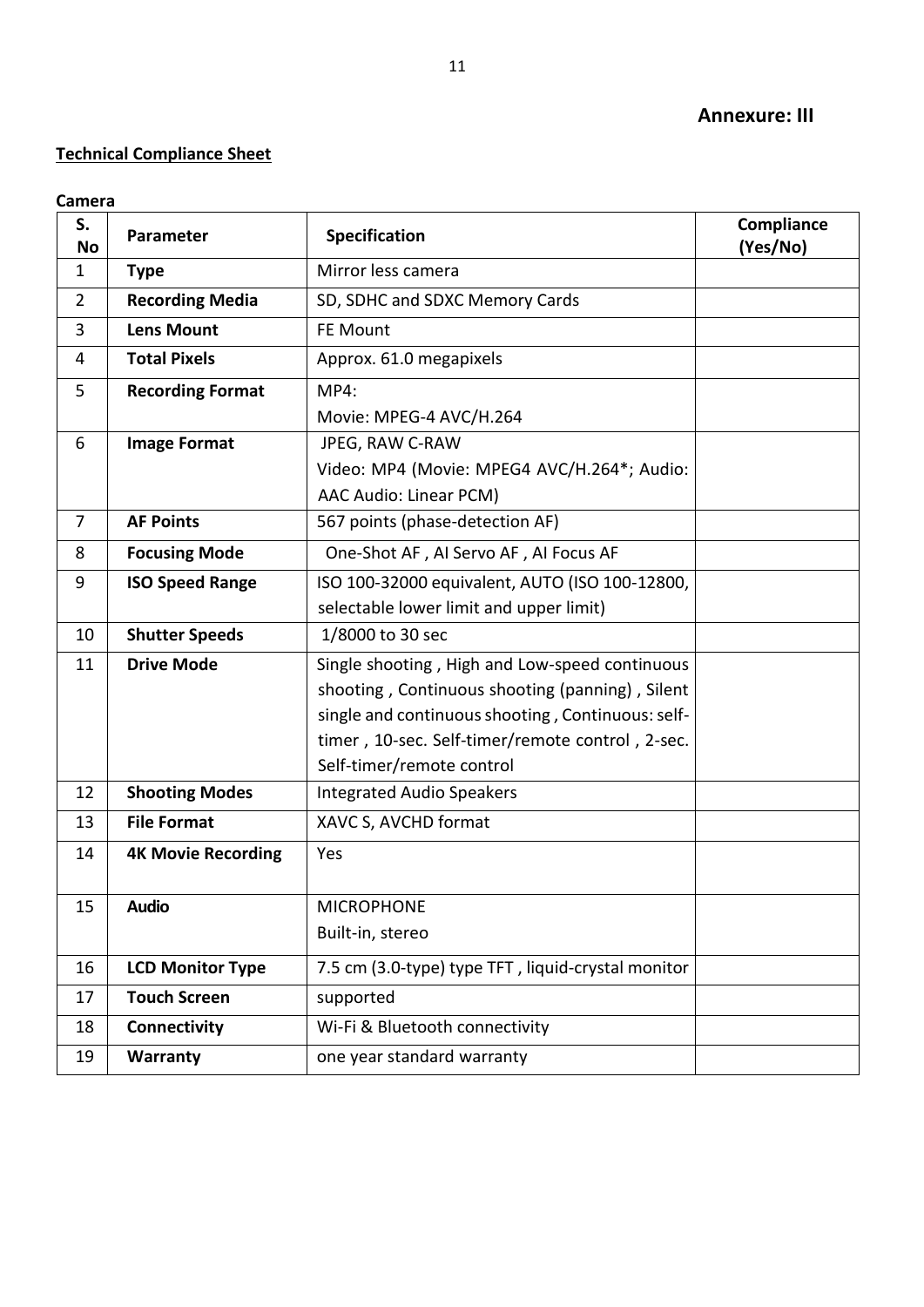**Annexure: III**

**Technical Compliance Sheet**

**Camera**

| S. No | Parameter | Specification | Compliance (Yes/No) |
|---|---|---|---|
| 1 | **Type** | Mirror less camera | |
| 2 | **Recording Media** | SD, SDHC and SDXC Memory Cards | |
| 3 | **Lens Mount** | FE Mount | |
| 4 | **Total Pixels** | Approx. 61.0 megapixels | |
| 5 | **Recording Format** | MP4:<br>Movie: MPEG-4 AVC/H.264 | |
| 6 | **Image Format** | JPEG, RAW C-RAW<br>Video: MP4 (Movie: MPEG4 AVC/H.264*; Audio: AAC Audio: Linear PCM) | |
| 7 | **AF Points** | 567 points (phase-detection AF) | |
| 8 | **Focusing Mode** | One-Shot AF , AI Servo AF , AI Focus AF | |
| 9 | **ISO Speed Range** | ISO 100-32000 equivalent, AUTO (ISO 100-12800, selectable lower limit and upper limit) | |
| 10 | **Shutter Speeds** | 1/8000 to 30 sec | |
| 11 | **Drive Mode** | Single shooting , High and Low-speed continuous shooting , Continuous shooting (panning) , Silent single and continuous shooting , Continuous: self-timer , 10-sec. Self-timer/remote control , 2-sec. Self-timer/remote control | |
| 12 | **Shooting Modes** | Integrated Audio Speakers | |
| 13 | **File Format** | XAVC S, AVCHD format | |
| 14 | **4K Movie Recording** | Yes | |
| 15 | **Audio** | MICROPHONE<br>Built-in, stereo | |
| 16 | **LCD Monitor Type** | 7.5 cm (3.0-type) type TFT , liquid-crystal monitor | |
| 17 | **Touch Screen** | supported | |
| 18 | **Connectivity** | Wi-Fi & Bluetooth connectivity | |
| 19 | **Warranty** | one year standard warranty | |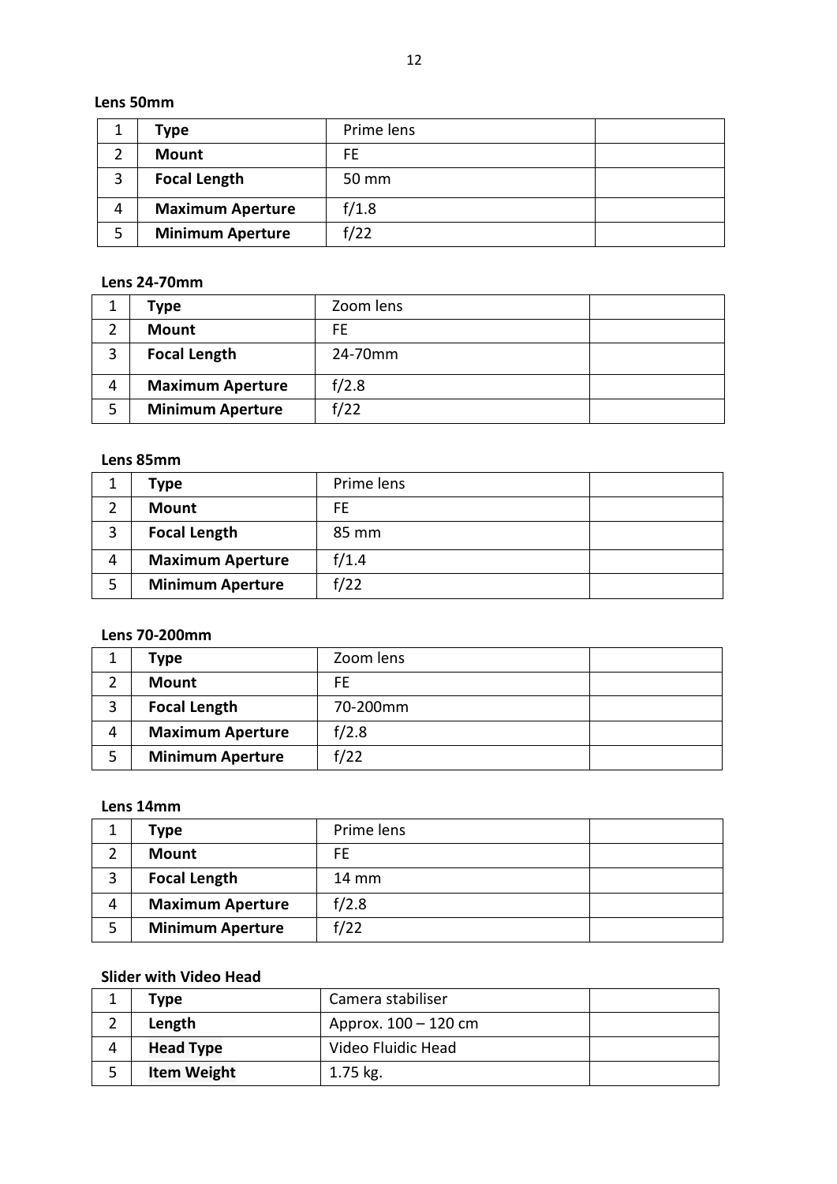**Lens 50mm**

| | | | |
|---|---|---|---|
| 1 | **Type** | Prime lens | |
| 2 | **Mount** | FE | |
| 3 | **Focal Length** | 50 mm | |
| 4 | **Maximum Aperture** | f/1.8 | |
| 5 | **Minimum Aperture** | f/22 | |

**Lens 24-70mm**

| | | | |
|---|---|---|---|
| 1 | **Type** | Zoom lens | |
| 2 | **Mount** | FE | |
| 3 | **Focal Length** | 24-70mm | |
| 4 | **Maximum Aperture** | f/2.8 | |
| 5 | **Minimum Aperture** | f/22 | |

**Lens 85mm**

| | | | |
|---|---|---|---|
| 1 | **Type** | Prime lens | |
| 2 | **Mount** | FE | |
| 3 | **Focal Length** | 85 mm | |
| 4 | **Maximum Aperture** | f/1.4 | |
| 5 | **Minimum Aperture** | f/22 | |

**Lens 70-200mm**

| | | | |
|---|---|---|---|
| 1 | **Type** | Zoom lens | |
| 2 | **Mount** | FE | |
| 3 | **Focal Length** | 70-200mm | |
| 4 | **Maximum Aperture** | f/2.8 | |
| 5 | **Minimum Aperture** | f/22 | |

**Lens 14mm**

| | | | |
|---|---|---|---|
| 1 | **Type** | Prime lens | |
| 2 | **Mount** | FE | |
| 3 | **Focal Length** | 14 mm | |
| 4 | **Maximum Aperture** | f/2.8 | |
| 5 | **Minimum Aperture** | f/22 | |

**Slider with Video Head**

| | | | |
|---|---|---|---|
| 1 | **Type** | Camera stabiliser | |
| 2 | **Length** | Approx. 100 – 120 cm | |
| 4 | **Head Type** | Video Fluidic Head | |
| 5 | **Item Weight** | 1.75 kg. | |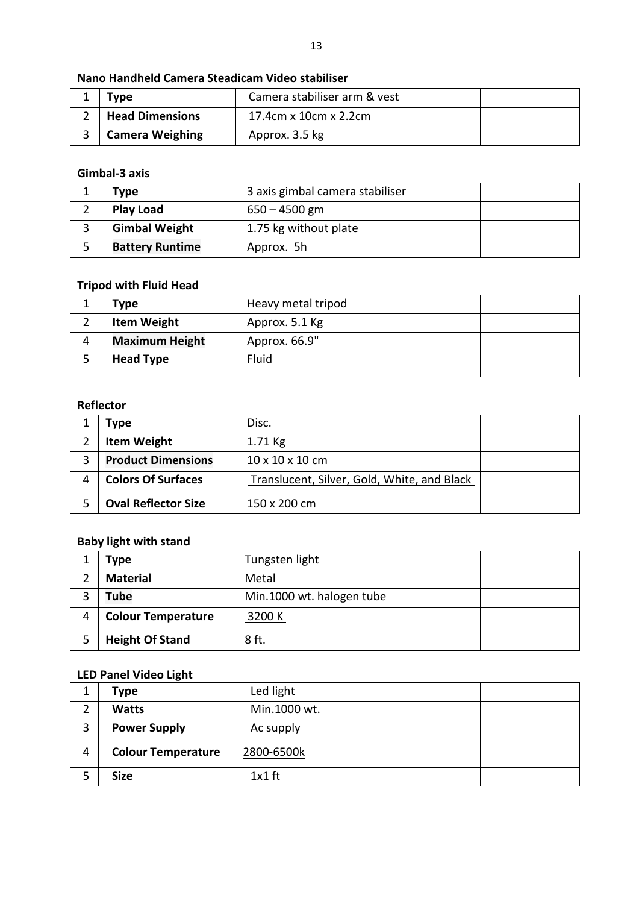**Nano Handheld Camera Steadicam Video stabiliser**

| | | | |
|---|---|---|---|
| 1 | **Type** | Camera stabiliser arm & vest | |
| 2 | **Head Dimensions** | 17.4cm x 10cm x 2.2cm | |
| 3 | **Camera Weighing** | Approx. 3.5 kg | |

**Gimbal-3 axis**

| | | | |
|---|---|---|---|
| 1 | **Type** | 3 axis gimbal camera stabiliser | |
| 2 | **Play Load** | 650 – 4500 gm | |
| 3 | **Gimbal Weight** | 1.75 kg without plate | |
| 5 | **Battery Runtime** | Approx. 5h | |

**Tripod with Fluid Head**

| | | | |
|---|---|---|---|
| 1 | **Type** | Heavy metal tripod | |
| 2 | **Item Weight** | Approx. 5.1 Kg | |
| 4 | **Maximum Height** | Approx. 66.9" | |
| 5 | **Head Type** | Fluid | |

**Reflector**

| | | | |
|---|---|---|---|
| 1 | **Type** | Disc. | |
| 2 | **Item Weight** | 1.71 Kg | |
| 3 | **Product Dimensions** | 10 x 10 x 10 cm | |
| 4 | **Colors Of Surfaces** | Translucent, Silver, Gold, White, and Black | |
| 5 | **Oval Reflector Size** | 150 x 200 cm | |

**Baby light with stand**

| | | | |
|---|---|---|---|
| 1 | **Type** | Tungsten light | |
| 2 | **Material** | Metal | |
| 3 | **Tube** | Min.1000 wt. halogen tube | |
| 4 | **Colour Temperature** | 3200 K | |
| 5 | **Height Of Stand** | 8 ft. | |

**LED Panel Video Light**

| | | | |
|---|---|---|---|
| 1 | **Type** | Led light | |
| 2 | **Watts** | Min.1000 wt. | |
| 3 | **Power Supply** | Ac supply | |
| 4 | **Colour Temperature** | 2800-6500k | |
| 5 | **Size** | 1x1 ft | |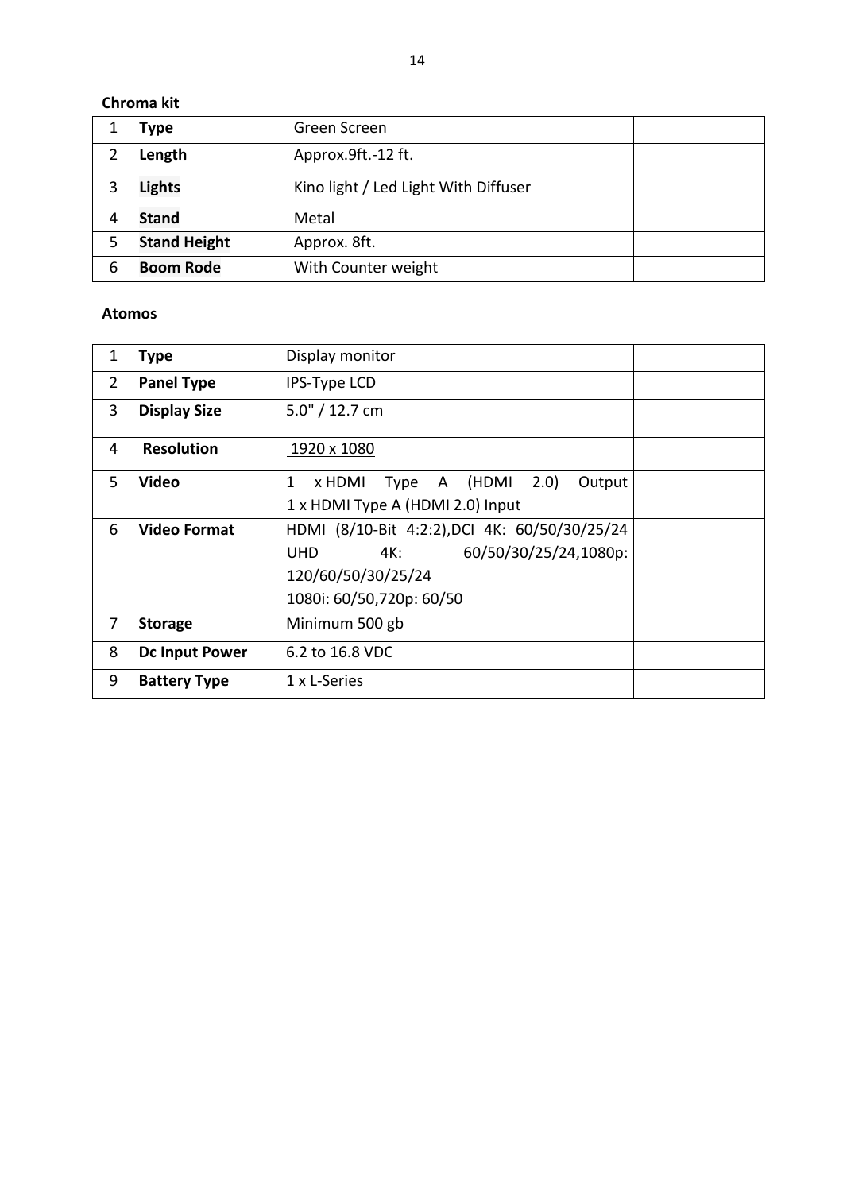**Chroma kit**

| 1 | **Type** | Green Screen | |
|---|---|---|---|
| 2 | **Length** | Approx.9ft.-12 ft. | |
| 3 | **Lights** | Kino light / Led Light With Diffuser | |
| 4 | **Stand** | Metal | |
| 5 | **Stand Height** | Approx. 8ft. | |
| 6 | **Boom Rode** | With Counter weight | |

**Atomos**

| 1 | **Type** | Display monitor | |
|---|---|---|---|
| 2 | **Panel Type** | IPS-Type LCD | |
| 3 | **Display Size** | 5.0" / 12.7 cm | |
| 4 | **Resolution** | 1920 x 1080 | |
| 5 | **Video** | 1 x HDMI Type A (HDMI 2.0) Output<br>1 x HDMI Type A (HDMI 2.0) Input | |
| 6 | **Video Format** | HDMI (8/10-Bit 4:2:2),DCI 4K: 60/50/30/25/24 UHD 4K: 60/50/30/25/24,1080p: 120/60/50/30/25/24<br>1080i: 60/50,720p: 60/50 | |
| 7 | **Storage** | Minimum 500 gb | |
| 8 | **Dc Input Power** | 6.2 to 16.8 VDC | |
| 9 | **Battery Type** | 1 x L-Series | |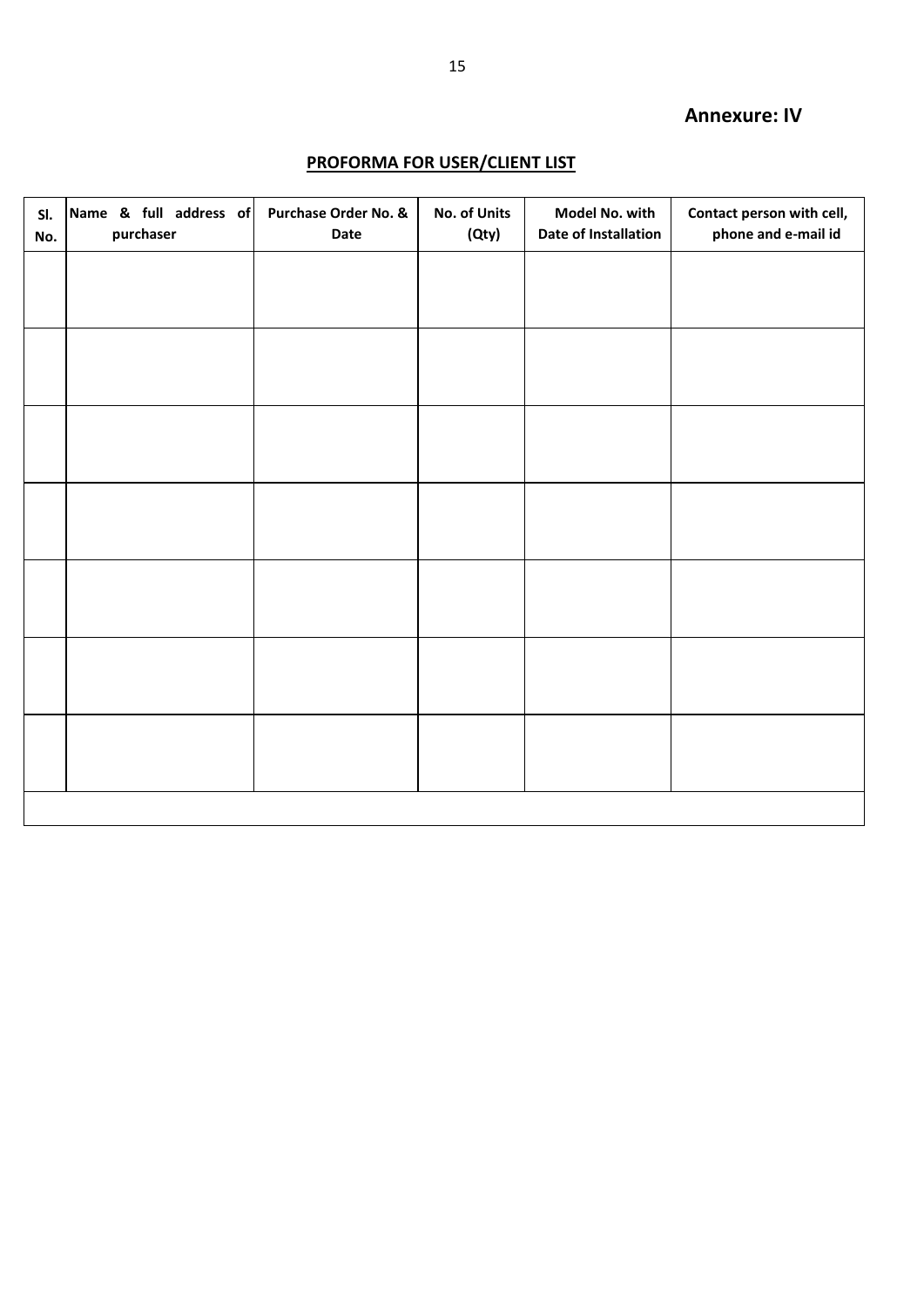**Annexure: IV**

## PROFORMA FOR USER/CLIENT LIST

| Sl. No. | Name & full address of purchaser | Purchase Order No. & Date | No. of Units (Qty) | Model No. with Date of Installation | Contact person with cell, phone and e-mail id |
|---|---|---|---|---|---|
| | | | | | |
| | | | | | |
| | | | | | |
| | | | | | |
| | | | | | |
| | | | | | |
| | | | | | |
| | | | | | |